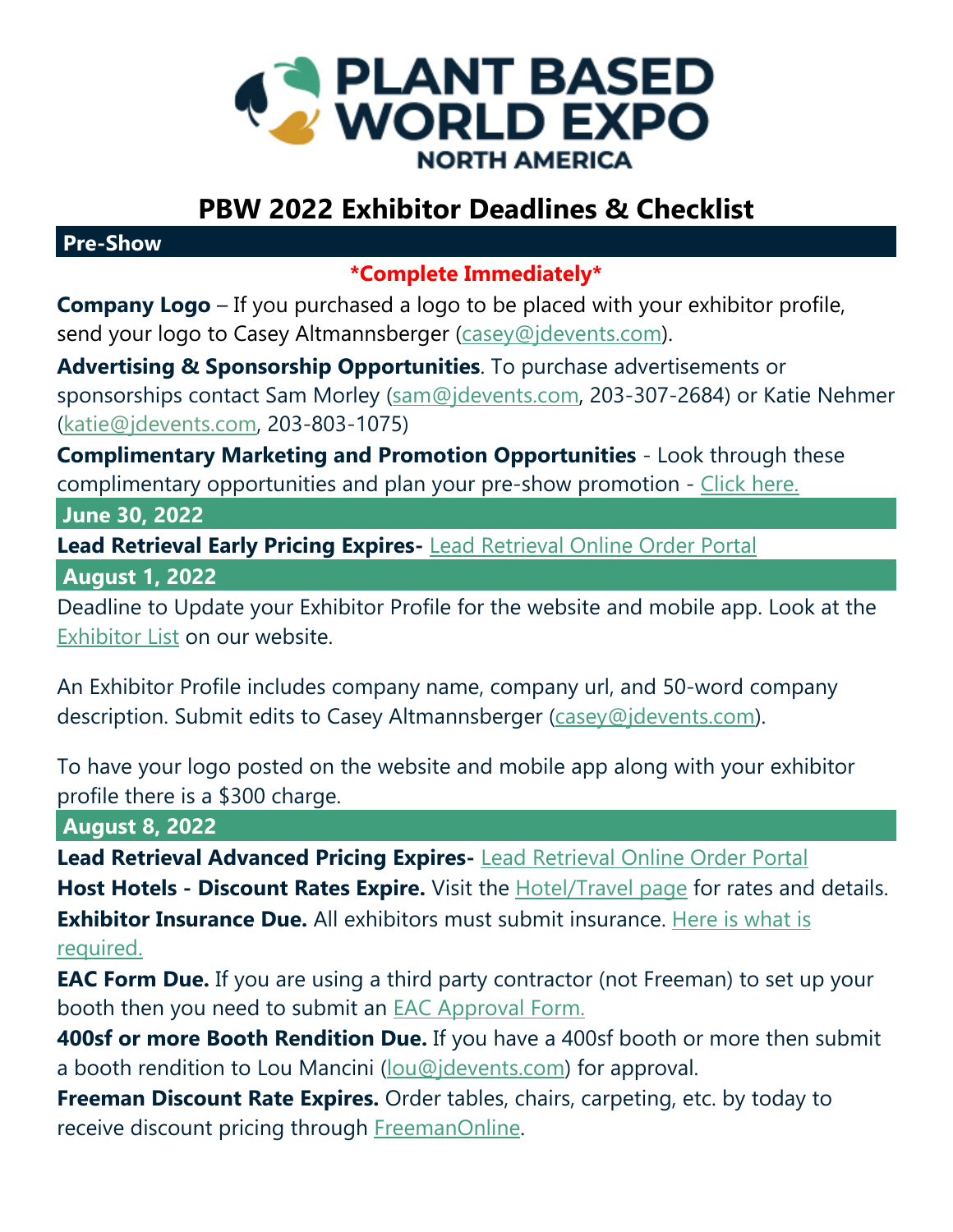# PLANT BASED WORLD EXPO NORTH AMERICA

## PBW 2022 Exhibitor Deadlines & Checklist

### Pre-Show

**\*Complete Immediately\***

**Company Logo** – If you purchased a logo to be placed with your exhibitor profile, send your logo to Casey Altmannsberger (casey@jdevents.com).

**Advertising & Sponsorship Opportunities**. To purchase advertisements or sponsorships contact Sam Morley (sam@jdevents.com, 203-307-2684) or Katie Nehmer (katie@jdevents.com, 203-803-1075)

**Complimentary Marketing and Promotion Opportunities** - Look through these complimentary opportunities and plan your pre-show promotion - Click here.

### June 30, 2022

**Lead Retrieval Early Pricing Expires-** Lead Retrieval Online Order Portal

### August 1, 2022

Deadline to Update your Exhibitor Profile for the website and mobile app. Look at the Exhibitor List on our website.

An Exhibitor Profile includes company name, company url, and 50-word company description. Submit edits to Casey Altmannsberger (casey@jdevents.com).

To have your logo posted on the website and mobile app along with your exhibitor profile there is a $300 charge.

### August 8, 2022

**Lead Retrieval Advanced Pricing Expires-** Lead Retrieval Online Order Portal

**Host Hotels - Discount Rates Expire.** Visit the Hotel/Travel page for rates and details.

**Exhibitor Insurance Due.** All exhibitors must submit insurance. Here is what is required.

**EAC Form Due.** If you are using a third party contractor (not Freeman) to set up your booth then you need to submit an EAC Approval Form.

**400sf or more Booth Rendition Due.** If you have a 400sf booth or more then submit a booth rendition to Lou Mancini (lou@jdevents.com) for approval.

**Freeman Discount Rate Expires.** Order tables, chairs, carpeting, etc. by today to receive discount pricing through FreemanOnline.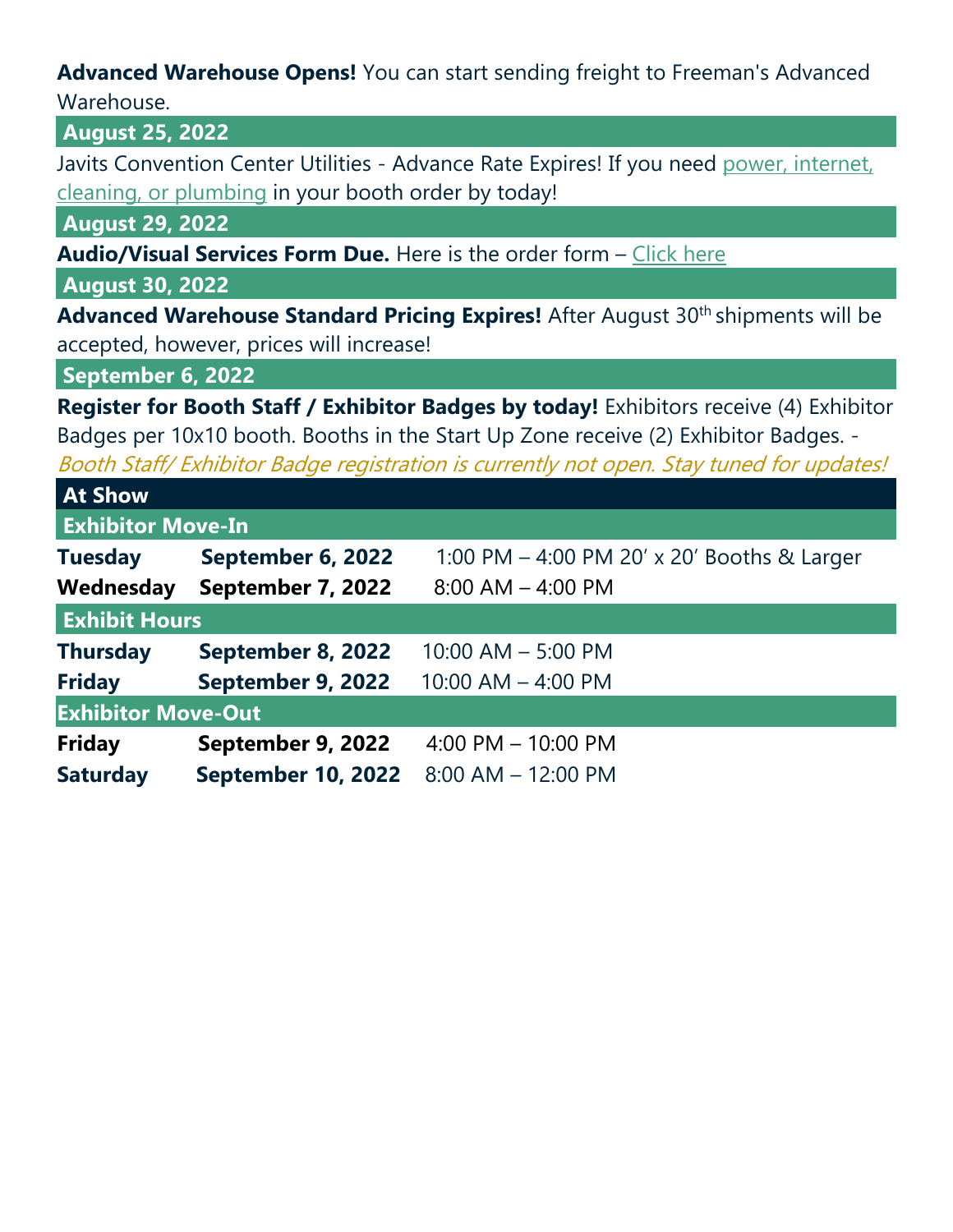**Advanced Warehouse Opens!** You can start sending freight to Freeman's Advanced Warehouse.

### August 25, 2022

Javits Convention Center Utilities - Advance Rate Expires! If you need power, internet, cleaning, or plumbing in your booth order by today!

### August 29, 2022

**Audio/Visual Services Form Due.** Here is the order form – Click here

### August 30, 2022

**Advanced Warehouse Standard Pricing Expires!** After August 30th shipments will be accepted, however, prices will increase!

### September 6, 2022

**Register for Booth Staff / Exhibitor Badges by today!** Exhibitors receive (4) Exhibitor Badges per 10x10 booth. Booths in the Start Up Zone receive (2) Exhibitor Badges. - *Booth Staff/ Exhibitor Badge registration is currently not open. Stay tuned for updates!*

## At Show

### Exhibitor Move-In

| | | |
|---|---|---|
| **Tuesday** | **September 6, 2022** | 1:00 PM – 4:00 PM 20′ x 20′ Booths & Larger |
| **Wednesday** | **September 7, 2022** | 8:00 AM – 4:00 PM |

### Exhibit Hours

| | | |
|---|---|---|
| **Thursday** | **September 8, 2022** | 10:00 AM – 5:00 PM |
| **Friday** | **September 9, 2022** | 10:00 AM – 4:00 PM |

### Exhibitor Move-Out

| | | |
|---|---|---|
| **Friday** | **September 9, 2022** | 4:00 PM – 10:00 PM |
| **Saturday** | **September 10, 2022** | 8:00 AM – 12:00 PM |